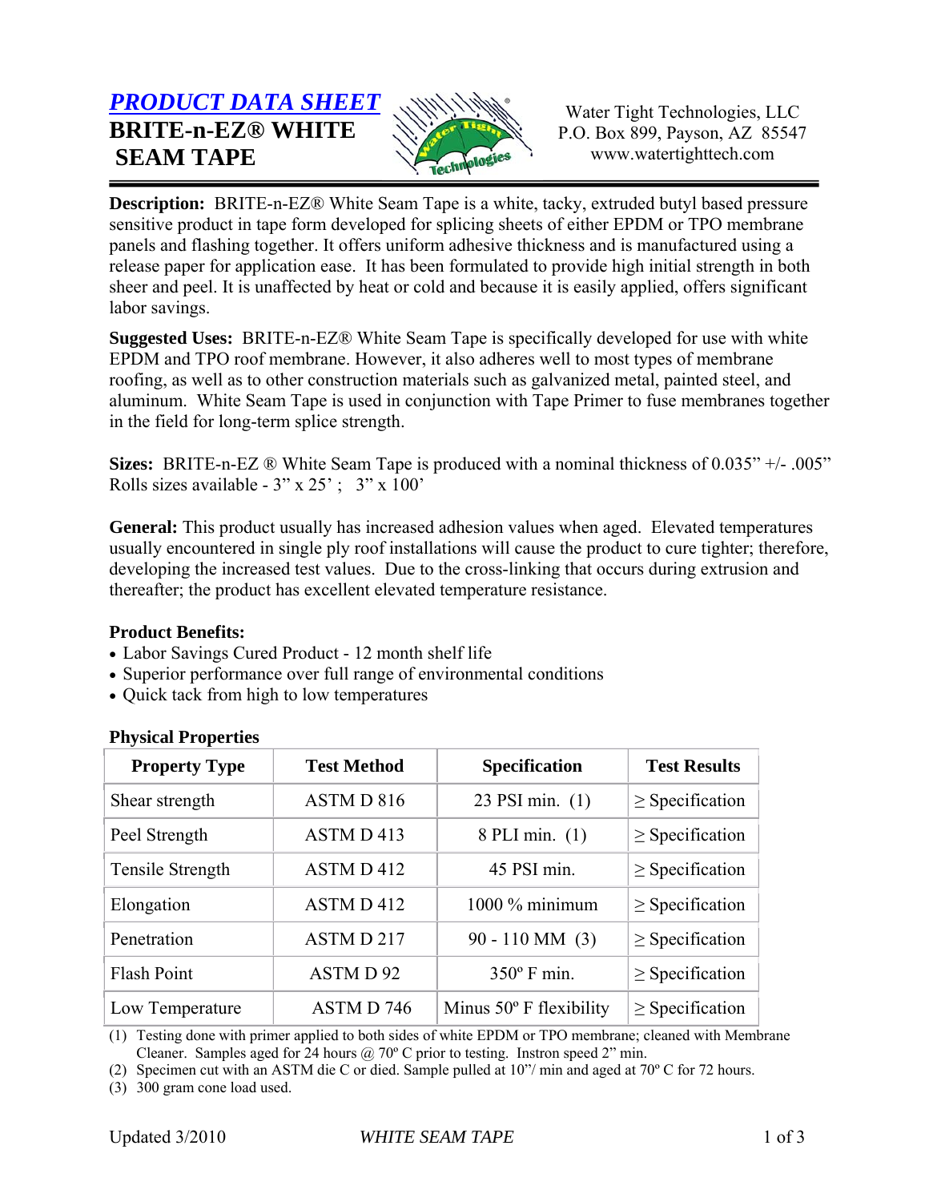# *PRODUCT DATA SHEET*

## BRITE-n-EZ® WHITE SEAM TAPE

Water Tight Technologies, LLC
P.O. Box 899, Payson, AZ 85547
www.watertighttech.com

**Description:** BRITE-n-EZ® White Seam Tape is a white, tacky, extruded butyl based pressure sensitive product in tape form developed for splicing sheets of either EPDM or TPO membrane panels and flashing together. It offers uniform adhesive thickness and is manufactured using a release paper for application ease. It has been formulated to provide high initial strength in both sheer and peel. It is unaffected by heat or cold and because it is easily applied, offers significant labor savings.

**Suggested Uses:** BRITE-n-EZ® White Seam Tape is specifically developed for use with white EPDM and TPO roof membrane. However, it also adheres well to most types of membrane roofing, as well as to other construction materials such as galvanized metal, painted steel, and aluminum. White Seam Tape is used in conjunction with Tape Primer to fuse membranes together in the field for long-term splice strength.

**Sizes:** BRITE-n-EZ ® White Seam Tape is produced with a nominal thickness of 0.035" +/- .005"
Rolls sizes available - 3" x 25' ; 3" x 100'

**General:** This product usually has increased adhesion values when aged. Elevated temperatures usually encountered in single ply roof installations will cause the product to cure tighter; therefore, developing the increased test values. Due to the cross-linking that occurs during extrusion and thereafter; the product has excellent elevated temperature resistance.

**Product Benefits:**

- Labor Savings Cured Product - 12 month shelf life
- Superior performance over full range of environmental conditions
- Quick tack from high to low temperatures

**Physical Properties**

| Property Type | Test Method | Specification | Test Results |
|---|---|---|---|
| Shear strength | ASTM D 816 | 23 PSI min. (1) | ≥ Specification |
| Peel Strength | ASTM D 413 | 8 PLI min. (1) | ≥ Specification |
| Tensile Strength | ASTM D 412 | 45 PSI min. | ≥ Specification |
| Elongation | ASTM D 412 | 1000 % minimum | ≥ Specification |
| Penetration | ASTM D 217 | 90 - 110 MM (3) | ≥ Specification |
| Flash Point | ASTM D 92 | 350º F min. | ≥ Specification |
| Low Temperature | ASTM D 746 | Minus 50º F flexibility | ≥ Specification |

(1) Testing done with primer applied to both sides of white EPDM or TPO membrane; cleaned with Membrane Cleaner. Samples aged for 24 hours @ 70º C prior to testing. Instron speed 2" min.
(2) Specimen cut with an ASTM die C or died. Sample pulled at 10"/ min and aged at 70º C for 72 hours.
(3) 300 gram cone load used.

Updated 3/2010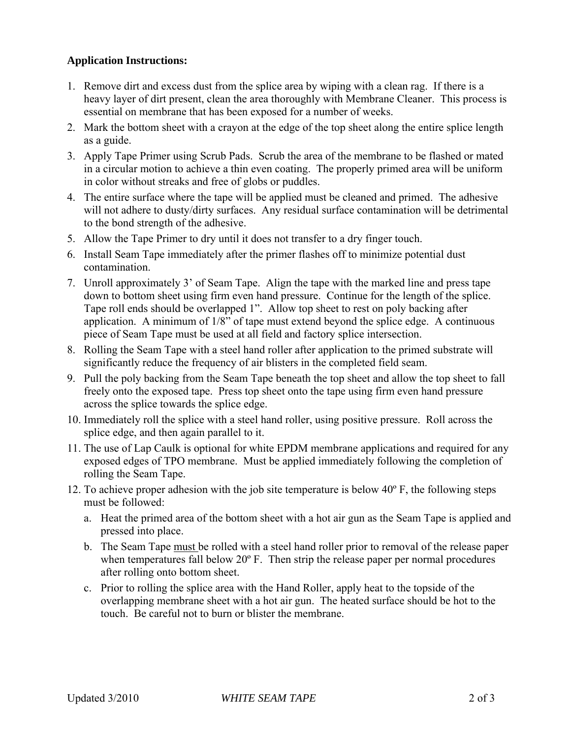**Application Instructions:**

1. Remove dirt and excess dust from the splice area by wiping with a clean rag. If there is a heavy layer of dirt present, clean the area thoroughly with Membrane Cleaner. This process is essential on membrane that has been exposed for a number of weeks.
2. Mark the bottom sheet with a crayon at the edge of the top sheet along the entire splice length as a guide.
3. Apply Tape Primer using Scrub Pads. Scrub the area of the membrane to be flashed or mated in a circular motion to achieve a thin even coating. The properly primed area will be uniform in color without streaks and free of globs or puddles.
4. The entire surface where the tape will be applied must be cleaned and primed. The adhesive will not adhere to dusty/dirty surfaces. Any residual surface contamination will be detrimental to the bond strength of the adhesive.
5. Allow the Tape Primer to dry until it does not transfer to a dry finger touch.
6. Install Seam Tape immediately after the primer flashes off to minimize potential dust contamination.
7. Unroll approximately 3' of Seam Tape. Align the tape with the marked line and press tape down to bottom sheet using firm even hand pressure. Continue for the length of the splice. Tape roll ends should be overlapped 1". Allow top sheet to rest on poly backing after application. A minimum of 1/8" of tape must extend beyond the splice edge. A continuous piece of Seam Tape must be used at all field and factory splice intersection.
8. Rolling the Seam Tape with a steel hand roller after application to the primed substrate will significantly reduce the frequency of air blisters in the completed field seam.
9. Pull the poly backing from the Seam Tape beneath the top sheet and allow the top sheet to fall freely onto the exposed tape. Press top sheet onto the tape using firm even hand pressure across the splice towards the splice edge.
10. Immediately roll the splice with a steel hand roller, using positive pressure. Roll across the splice edge, and then again parallel to it.
11. The use of Lap Caulk is optional for white EPDM membrane applications and required for any exposed edges of TPO membrane. Must be applied immediately following the completion of rolling the Seam Tape.
12. To achieve proper adhesion with the job site temperature is below 40º F, the following steps must be followed:
    a. Heat the primed area of the bottom sheet with a hot air gun as the Seam Tape is applied and pressed into place.
    b. The Seam Tape <u>must</u> be rolled with a steel hand roller prior to removal of the release paper when temperatures fall below 20º F. Then strip the release paper per normal procedures after rolling onto bottom sheet.
    c. Prior to rolling the splice area with the Hand Roller, apply heat to the topside of the overlapping membrane sheet with a hot air gun. The heated surface should be hot to the touch. Be careful not to burn or blister the membrane.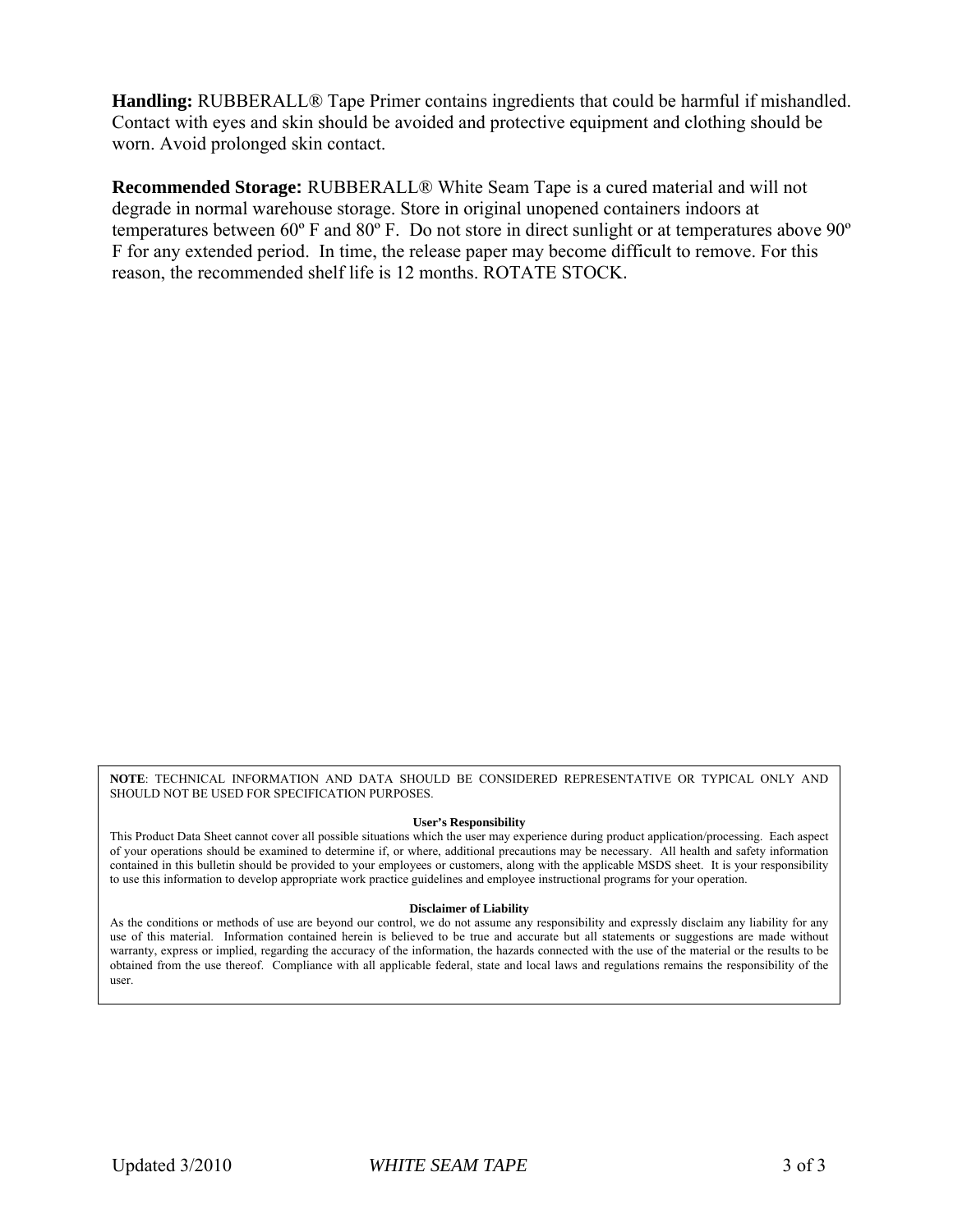**Handling:** RUBBERALL® Tape Primer contains ingredients that could be harmful if mishandled. Contact with eyes and skin should be avoided and protective equipment and clothing should be worn. Avoid prolonged skin contact.

**Recommended Storage:** RUBBERALL® White Seam Tape is a cured material and will not degrade in normal warehouse storage. Store in original unopened containers indoors at temperatures between 60º F and 80º F. Do not store in direct sunlight or at temperatures above 90º F for any extended period. In time, the release paper may become difficult to remove. For this reason, the recommended shelf life is 12 months. ROTATE STOCK.

**NOTE**: TECHNICAL INFORMATION AND DATA SHOULD BE CONSIDERED REPRESENTATIVE OR TYPICAL ONLY AND SHOULD NOT BE USED FOR SPECIFICATION PURPOSES.

**User's Responsibility**

This Product Data Sheet cannot cover all possible situations which the user may experience during product application/processing. Each aspect of your operations should be examined to determine if, or where, additional precautions may be necessary. All health and safety information contained in this bulletin should be provided to your employees or customers, along with the applicable MSDS sheet. It is your responsibility to use this information to develop appropriate work practice guidelines and employee instructional programs for your operation.

**Disclaimer of Liability**

As the conditions or methods of use are beyond our control, we do not assume any responsibility and expressly disclaim any liability for any use of this material. Information contained herein is believed to be true and accurate but all statements or suggestions are made without warranty, express or implied, regarding the accuracy of the information, the hazards connected with the use of the material or the results to be obtained from the use thereof. Compliance with all applicable federal, state and local laws and regulations remains the responsibility of the user.